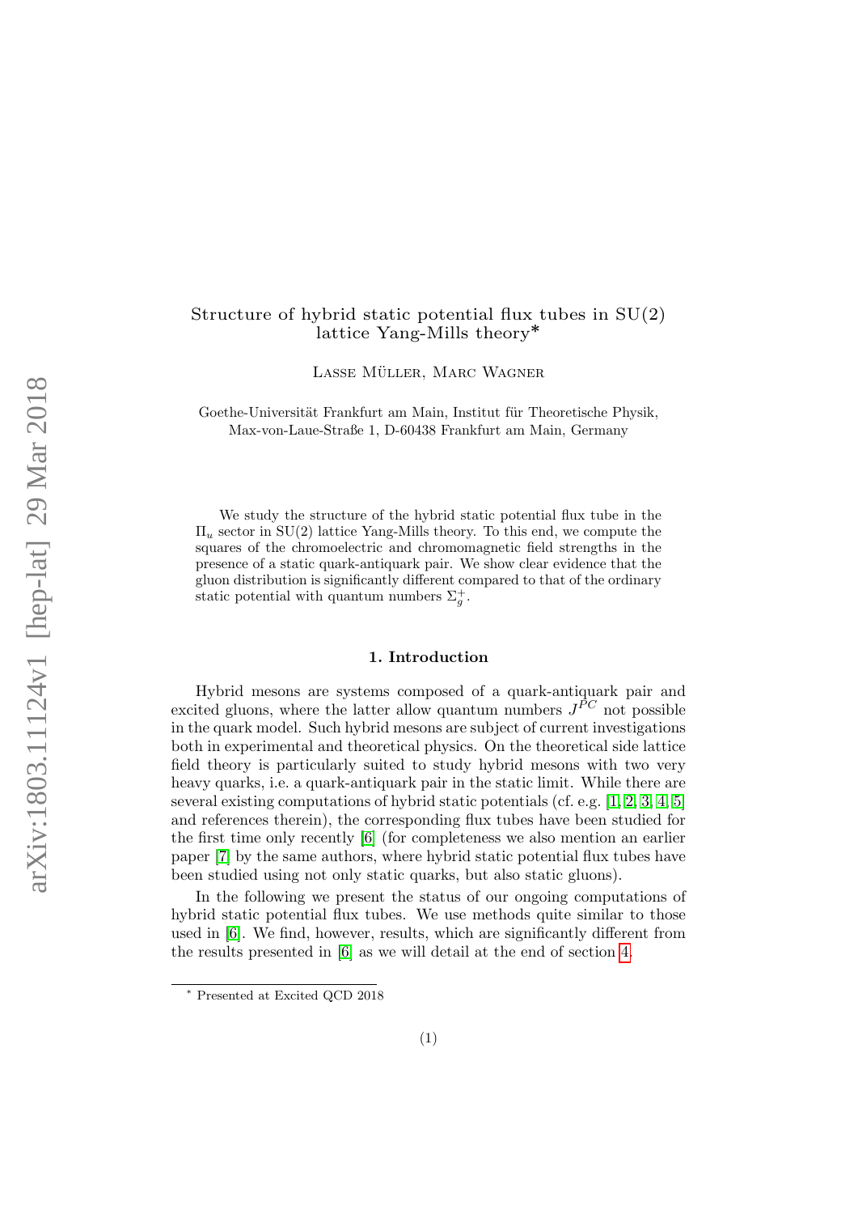# Structure of hybrid static potential flux tubes in SU(2) lattice Yang-Mills theory*

Lasse Müller, Marc Wagner

Goethe-Universität Frankfurt am Main, Institut für Theoretische Physik, Max-von-Laue-Straße 1, D-60438 Frankfurt am Main, Germany

We study the structure of the hybrid static potential flux tube in the $\Pi_u$ sector in SU(2) lattice Yang-Mills theory. To this end, we compute the squares of the chromoelectric and chromomagnetic field strengths in the presence of a static quark-antiquark pair. We show clear evidence that the gluon distribution is significantly different compared to that of the ordinary static potential with quantum numbers $\Sigma_g^+$.

## 1. Introduction

Hybrid mesons are systems composed of a quark-antiquark pair and excited gluons, where the latter allow quantum numbers $J^{PC}$ not possible in the quark model. Such hybrid mesons are subject of current investigations both in experimental and theoretical physics. On the theoretical side lattice field theory is particularly suited to study hybrid mesons with two very heavy quarks, i.e. a quark-antiquark pair in the static limit. While there are several existing computations of hybrid static potentials (cf. e.g. [1, 2, 3, 4, 5] and references therein), the corresponding flux tubes have been studied for the first time only recently [6] (for completeness we also mention an earlier paper [7] by the same authors, where hybrid static potential flux tubes have been studied using not only static quarks, but also static gluons).

In the following we present the status of our ongoing computations of hybrid static potential flux tubes. We use methods quite similar to those used in [6]. We find, however, results, which are significantly different from the results presented in [6] as we will detail at the end of section 4.

* Presented at Excited QCD 2018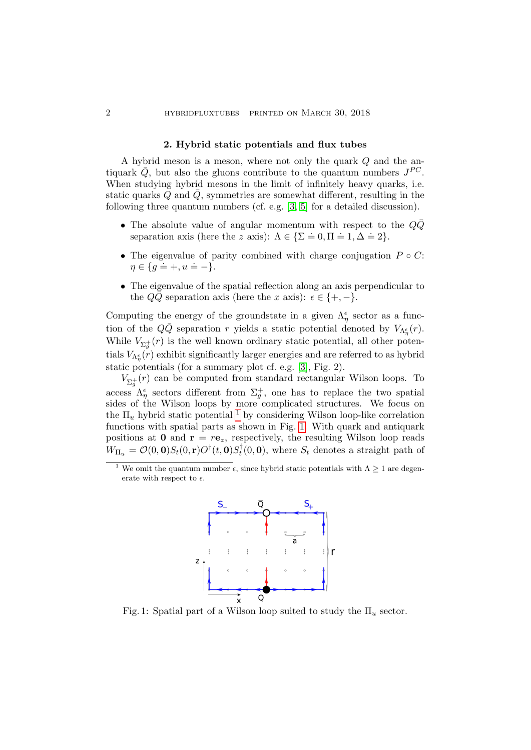## 2. Hybrid static potentials and flux tubes

A hybrid meson is a meson, where not only the quark $Q$ and the antiquark $\bar{Q}$, but also the gluons contribute to the quantum numbers $J^{PC}$. When studying hybrid mesons in the limit of infinitely heavy quarks, i.e. static quarks $Q$ and $\bar{Q}$, symmetries are somewhat different, resulting in the following three quantum numbers (cf. e.g. [3, 5] for a detailed discussion).

- The absolute value of angular momentum with respect to the $Q\bar{Q}$ separation axis (here the $z$ axis): $\Lambda \in \{\Sigma \doteq 0, \Pi \doteq 1, \Delta \doteq 2\}$.
- The eigenvalue of parity combined with charge conjugation $P \circ C$: $\eta \in \{g \doteq +, u \doteq -\}$.
- The eigenvalue of the spatial reflection along an axis perpendicular to the $Q\bar{Q}$ separation axis (here the $x$ axis): $\epsilon \in \{+, -\}$.

Computing the energy of the groundstate in a given $\Lambda_\eta^\epsilon$ sector as a function of the $Q\bar{Q}$ separation $r$ yields a static potential denoted by $V_{\Lambda_\eta^\epsilon}(r)$. While $V_{\Sigma_g^+}(r)$ is the well known ordinary static potential, all other potentials $V_{\Lambda_\eta^\epsilon}(r)$ exhibit significantly larger energies and are referred to as hybrid static potentials (for a summary plot cf. e.g. [3], Fig. 2).

$V_{\Sigma_g^+}(r)$ can be computed from standard rectangular Wilson loops. To access $\Lambda_\eta^\epsilon$ sectors different from $\Sigma_g^+$, one has to replace the two spatial sides of the Wilson loops by more complicated structures. We focus on the $\Pi_u$ hybrid static potential [1] by considering Wilson loop-like correlation functions with spatial parts as shown in Fig. 1. With quark and antiquark positions at $\mathbf{0}$ and $\mathbf{r} = r\mathbf{e}_z$, respectively, the resulting Wilson loop reads $W_{\Pi_u} = \mathcal{O}(0, \mathbf{0}) S_t(0, \mathbf{r}) O^\dagger(t, \mathbf{0}) S_t^\dagger(0, \mathbf{0})$, where $S_t$ denotes a straight path of

[1] We omit the quantum number $\epsilon$, since hybrid static potentials with $\Lambda \geq 1$ are degenerate with respect to $\epsilon$.

S_
Q̄
S+
a
r
z
x
Q

Fig. 1: Spatial part of a Wilson loop suited to study the $\Pi_u$ sector.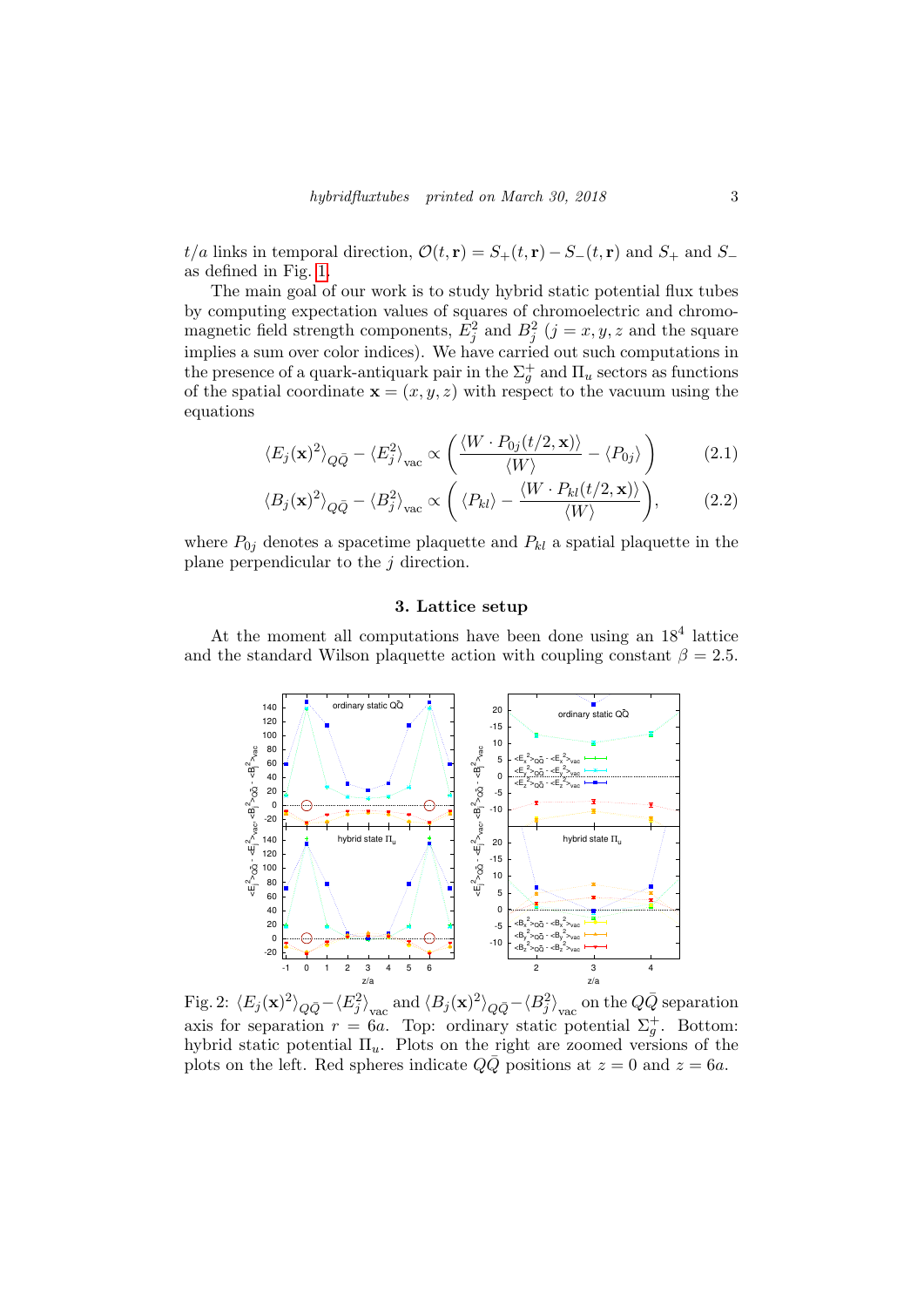$t/a$ links in temporal direction, $\mathcal{O}(t, \mathbf{r}) = S_+(t, \mathbf{r}) - S_-(t, \mathbf{r})$ and $S_+$ and $S_-$ as defined in Fig. 1.

The main goal of our work is to study hybrid static potential flux tubes by computing expectation values of squares of chromoelectric and chromomagnetic field strength components, $E_j^2$ and $B_j^2$ ($j = x, y, z$ and the square implies a sum over color indices). We have carried out such computations in the presence of a quark-antiquark pair in the $\Sigma_g^+$ and $\Pi_u$ sectors as functions of the spatial coordinate $\mathbf{x} = (x, y, z)$ with respect to the vacuum using the equations

$$\langle E_j(\mathbf{x})^2 \rangle_{Q\bar{Q}} - \langle E_j^2 \rangle_{\text{vac}} \propto \left( \frac{\langle W \cdot P_{0j}(t/2, \mathbf{x}) \rangle}{\langle W \rangle} - \langle P_{0j} \rangle \right) \tag{2.1}$$

$$\langle B_j(\mathbf{x})^2 \rangle_{Q\bar{Q}} - \langle B_j^2 \rangle_{\text{vac}} \propto \left( \langle P_{kl} \rangle - \frac{\langle W \cdot P_{kl}(t/2, \mathbf{x}) \rangle}{\langle W \rangle} \right), \tag{2.2}$$

where $P_{0j}$ denotes a spacetime plaquette and $P_{kl}$ a spatial plaquette in the plane perpendicular to the $j$ direction.

### 3. Lattice setup

At the moment all computations have been done using an $18^4$ lattice and the standard Wilson plaquette action with coupling constant $\beta = 2.5$.

ordinary static QQ̄
hybrid state Π$_u$
<E$_j^2$>$_{Q\bar{Q}}$ - <E$_j^2$>$_{vac}$, <B$_j^2$>$_{Q\bar{Q}}$ - <B$_j^2$>$_{vac}$
z/a
<E$_x^2$>$_{Q\bar{Q}}$ - <E$_x^2$>$_{vac}$
<E$_y^2$>$_{Q\bar{Q}}$ - <E$_y^2$>$_{vac}$
<E$_z^2$>$_{Q\bar{Q}}$ - <E$_z^2$>$_{vac}$
<B$_x^2$>$_{Q\bar{Q}}$ - <B$_x^2$>$_{vac}$
<B$_y^2$>$_{Q\bar{Q}}$ - <B$_y^2$>$_{vac}$
<B$_z^2$>$_{Q\bar{Q}}$ - <B$_z^2$>$_{vac}$

Fig. 2: $\langle E_j(\mathbf{x})^2 \rangle_{Q\bar{Q}} - \langle E_j^2 \rangle_{\text{vac}}$ and $\langle B_j(\mathbf{x})^2 \rangle_{Q\bar{Q}} - \langle B_j^2 \rangle_{\text{vac}}$ on the $Q\bar{Q}$ separation axis for separation $r = 6a$. Top: ordinary static potential $\Sigma_g^+$. Bottom: hybrid static potential $\Pi_u$. Plots on the right are zoomed versions of the plots on the left. Red spheres indicate $Q\bar{Q}$ positions at $z = 0$ and $z = 6a$.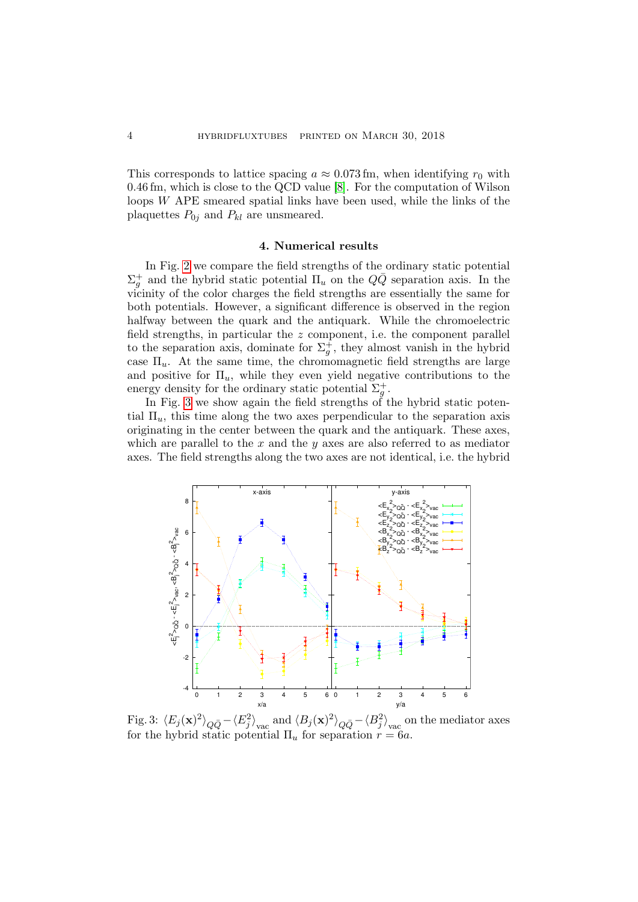This corresponds to lattice spacing $a \approx 0.073\,\mathrm{fm}$, when identifying $r_0$ with $0.46\,\mathrm{fm}$, which is close to the QCD value [8]. For the computation of Wilson loops $W$ APE smeared spatial links have been used, while the links of the plaquettes $P_{0j}$ and $P_{kl}$ are unsmeared.

## 4. Numerical results

In Fig. 2 we compare the field strengths of the ordinary static potential $\Sigma_g^+$ and the hybrid static potential $\Pi_u$ on the $Q\bar{Q}$ separation axis. In the vicinity of the color charges the field strengths are essentially the same for both potentials. However, a significant difference is observed in the region halfway between the quark and the antiquark. While the chromoelectric field strengths, in particular the $z$ component, i.e. the component parallel to the separation axis, dominate for $\Sigma_g^+$, they almost vanish in the hybrid case $\Pi_u$. At the same time, the chromomagnetic field strengths are large and positive for $\Pi_u$, while they even yield negative contributions to the energy density for the ordinary static potential $\Sigma_g^+$.

In Fig. 3 we show again the field strengths of the hybrid static potential $\Pi_u$, this time along the two axes perpendicular to the separation axis originating in the center between the quark and the antiquark. These axes, which are parallel to the $x$ and the $y$ axes are also referred to as mediator axes. The field strengths along the two axes are not identical, i.e. the hybrid

x-axis
y-axis
<E_x^2>_QQ̄ - <E_x^2>_vac
<E_y^2>_QQ̄ - <E_y^2>_vac
<E_z^2>_QQ̄ - <E_z^2>_vac
<B_x^2>_QQ̄ - <B_x^2>_vac
<B_y^2>_QQ̄ - <B_y^2>_vac
<B_z^2>_QQ̄ - <B_z^2>_vac
<E_j^2>_QQ̄ - <E_j^2>_vac, <B_j^2>_QQ̄ - <B_j^2>_vac
8
6
4
2
0
-2
-4
0 1 2 3 4 5 6
x/a
0 1 2 3 4 5 6
y/a

Fig. 3: $\langle E_j(\mathbf{x})^2\rangle_{Q\bar{Q}} - \langle E_j^2\rangle_{\mathrm{vac}}$ and $\langle B_j(\mathbf{x})^2\rangle_{Q\bar{Q}} - \langle B_j^2\rangle_{\mathrm{vac}}$ on the mediator axes for the hybrid static potential $\Pi_u$ for separation $r = 6a$.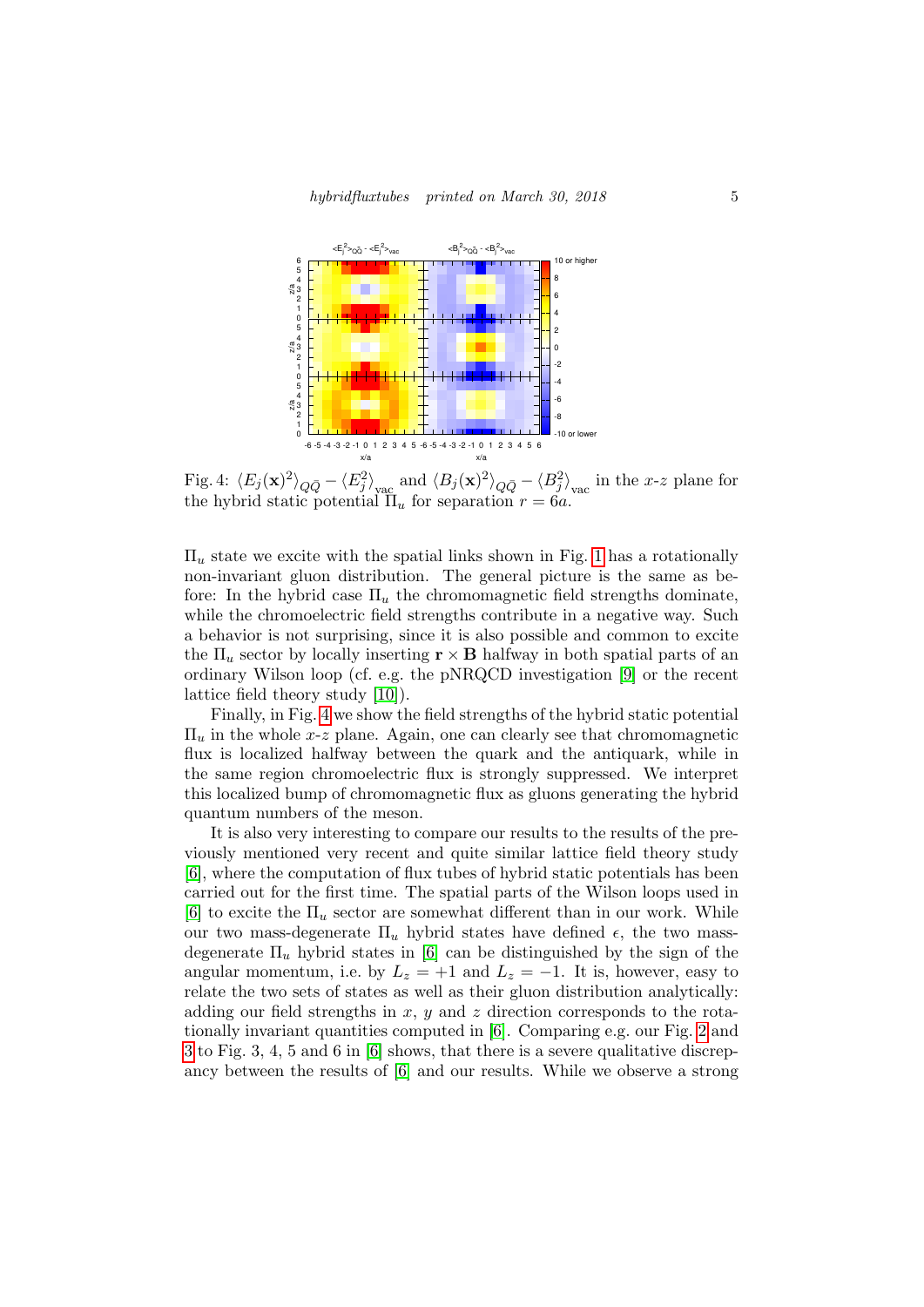$\langle E_j^2 \rangle_{Q\bar{Q}} - \langle E_j^2 \rangle_{vac}$

$\langle B_j^2 \rangle_{Q\bar{Q}} - \langle B_j^2 \rangle_{vac}$

10 or higher
8
6
4
2
0
-2
-4
-6
-8
-10 or lower

z/a
6 5 4 3 2 1 0

x/a
-6 -5 -4 -3 -2 -1 0 1 2 3 4 5 6

Fig. 4: $\langle E_j(\mathbf{x})^2 \rangle_{Q\bar{Q}} - \langle E_j^2 \rangle_{\text{vac}}$ and $\langle B_j(\mathbf{x})^2 \rangle_{Q\bar{Q}} - \langle B_j^2 \rangle_{\text{vac}}$ in the $x$-$z$ plane for the hybrid static potential $\Pi_u$ for separation $r = 6a$.

$\Pi_u$ state we excite with the spatial links shown in Fig. 1 has a rotationally non-invariant gluon distribution. The general picture is the same as before: In the hybrid case $\Pi_u$ the chromomagnetic field strengths dominate, while the chromoelectric field strengths contribute in a negative way. Such a behavior is not surprising, since it is also possible and common to excite the $\Pi_u$ sector by locally inserting $\mathbf{r} \times \mathbf{B}$ halfway in both spatial parts of an ordinary Wilson loop (cf. e.g. the pNRQCD investigation [9] or the recent lattice field theory study [10]).

Finally, in Fig. 4 we show the field strengths of the hybrid static potential $\Pi_u$ in the whole $x$-$z$ plane. Again, one can clearly see that chromomagnetic flux is localized halfway between the quark and the antiquark, while in the same region chromoelectric flux is strongly suppressed. We interpret this localized bump of chromomagnetic flux as gluons generating the hybrid quantum numbers of the meson.

It is also very interesting to compare our results to the results of the previously mentioned very recent and quite similar lattice field theory study [6], where the computation of flux tubes of hybrid static potentials has been carried out for the first time. The spatial parts of the Wilson loops used in [6] to excite the $\Pi_u$ sector are somewhat different than in our work. While our two mass-degenerate $\Pi_u$ hybrid states have defined $\epsilon$, the two mass-degenerate $\Pi_u$ hybrid states in [6] can be distinguished by the sign of the angular momentum, i.e. by $L_z = +1$ and $L_z = -1$. It is, however, easy to relate the two sets of states as well as their gluon distribution analytically: adding our field strengths in $x$, $y$ and $z$ direction corresponds to the rotationally invariant quantities computed in [6]. Comparing e.g. our Fig. 2 and 3 to Fig. 3, 4, 5 and 6 in [6] shows, that there is a severe qualitative discrepancy between the results of [6] and our results. While we observe a strong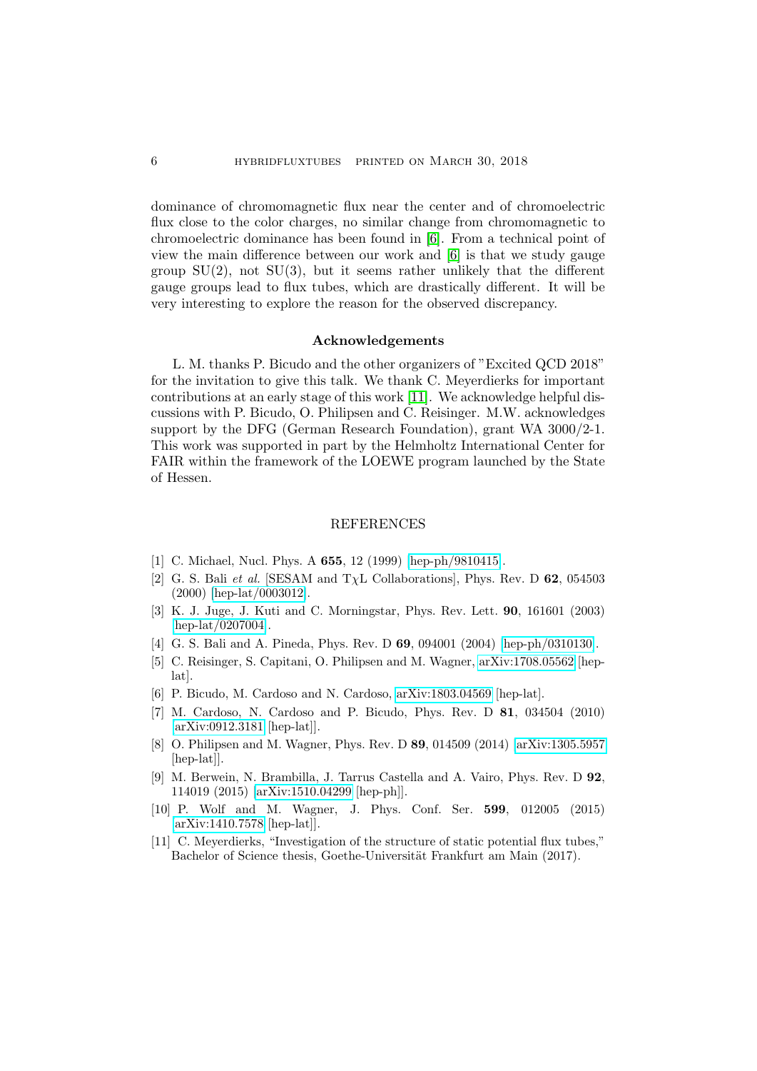dominance of chromomagnetic flux near the center and of chromoelectric flux close to the color charges, no similar change from chromomagnetic to chromoelectric dominance has been found in [6]. From a technical point of view the main difference between our work and [6] is that we study gauge group SU(2), not SU(3), but it seems rather unlikely that the different gauge groups lead to flux tubes, which are drastically different. It will be very interesting to explore the reason for the observed discrepancy.

### Acknowledgements

L. M. thanks P. Bicudo and the other organizers of "Excited QCD 2018" for the invitation to give this talk. We thank C. Meyerdierks for important contributions at an early stage of this work [11]. We acknowledge helpful discussions with P. Bicudo, O. Philipsen and C. Reisinger. M.W. acknowledges support by the DFG (German Research Foundation), grant WA 3000/2-1. This work was supported in part by the Helmholtz International Center for FAIR within the framework of the LOEWE program launched by the State of Hessen.

## REFERENCES

[1] C. Michael, Nucl. Phys. A **655**, 12 (1999) [hep-ph/9810415].

[2] G. S. Bali *et al.* [SESAM and T$\chi$L Collaborations], Phys. Rev. D **62**, 054503 (2000) [hep-lat/0003012].

[3] K. J. Juge, J. Kuti and C. Morningstar, Phys. Rev. Lett. **90**, 161601 (2003) [hep-lat/0207004].

[4] G. S. Bali and A. Pineda, Phys. Rev. D **69**, 094001 (2004) [hep-ph/0310130].

[5] C. Reisinger, S. Capitani, O. Philipsen and M. Wagner, arXiv:1708.05562 [hep-lat].

[6] P. Bicudo, M. Cardoso and N. Cardoso, arXiv:1803.04569 [hep-lat].

[7] M. Cardoso, N. Cardoso and P. Bicudo, Phys. Rev. D **81**, 034504 (2010) [arXiv:0912.3181 [hep-lat]].

[8] O. Philipsen and M. Wagner, Phys. Rev. D **89**, 014509 (2014) [arXiv:1305.5957 [hep-lat]].

[9] M. Berwein, N. Brambilla, J. Tarrus Castella and A. Vairo, Phys. Rev. D **92**, 114019 (2015) [arXiv:1510.04299 [hep-ph]].

[10] P. Wolf and M. Wagner, J. Phys. Conf. Ser. **599**, 012005 (2015) [arXiv:1410.7578 [hep-lat]].

[11] C. Meyerdierks, "Investigation of the structure of static potential flux tubes," Bachelor of Science thesis, Goethe-Universität Frankfurt am Main (2017).